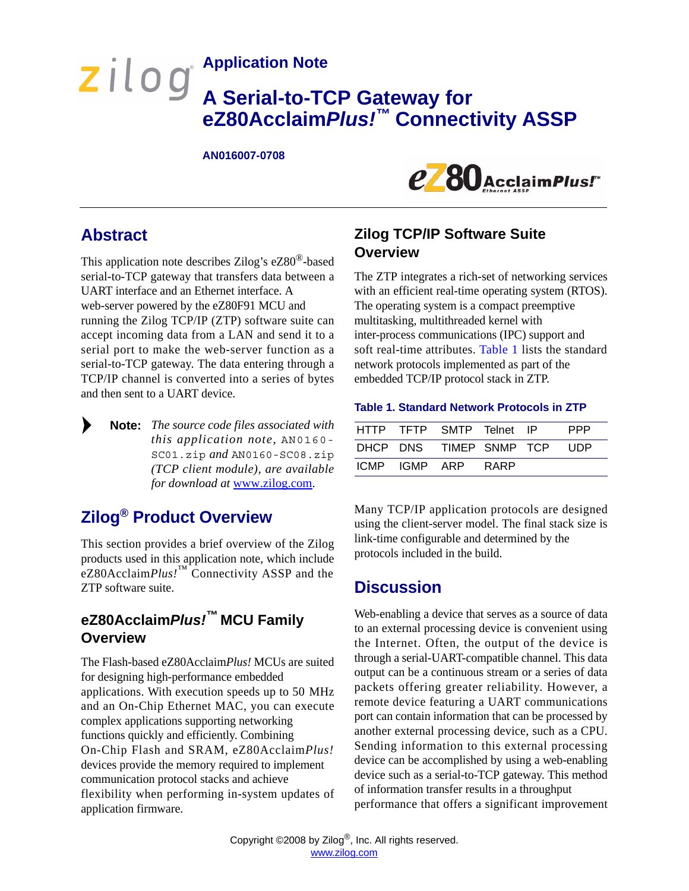# Application Note

# A Serial-to-TCP Gateway for eZ80Acclaim*Plus!*™ Connectivity ASSP

**AN016007-0708**

## Abstract

This application note describes Zilog's eZ80®-based serial-to-TCP gateway that transfers data between a UART interface and an Ethernet interface. A web-server powered by the eZ80F91 MCU and running the Zilog TCP/IP (ZTP) software suite can accept incoming data from a LAN and send it to a serial port to make the web-server function as a serial-to-TCP gateway. The data entering through a TCP/IP channel is converted into a series of bytes and then sent to a UART device.

> **Note:** *The source code files associated with this application note,* `AN0160-SC01.zip` *and* `AN0160-SC08.zip` *(TCP client module), are available for download at* www.zilog.com.

## Zilog® Product Overview

This section provides a brief overview of the Zilog products used in this application note, which include eZ80Acclaim*Plus!*™ Connectivity ASSP and the ZTP software suite.

### eZ80Acclaim*Plus!*™ MCU Family Overview

The Flash-based eZ80Acclaim*Plus!* MCUs are suited for designing high-performance embedded applications. With execution speeds up to 50 MHz and an On-Chip Ethernet MAC, you can execute complex applications supporting networking functions quickly and efficiently. Combining On-Chip Flash and SRAM, eZ80Acclaim*Plus!* devices provide the memory required to implement communication protocol stacks and achieve flexibility when performing in-system updates of application firmware.

### Zilog TCP/IP Software Suite Overview

The ZTP integrates a rich-set of networking services with an efficient real-time operating system (RTOS). The operating system is a compact preemptive multitasking, multithreaded kernel with inter-process communications (IPC) support and soft real-time attributes. Table 1 lists the standard network protocols implemented as part of the embedded TCP/IP protocol stack in ZTP.

**Table 1. Standard Network Protocols in ZTP**

| | | | | | |
|---|---|---|---|---|---|
| HTTP | TFTP | SMTP | Telnet | IP | PPP |
| DHCP | DNS | TIMEP | SNMP | TCP | UDP |
| ICMP | IGMP | ARP | RARP | | |

Many TCP/IP application protocols are designed using the client-server model. The final stack size is link-time configurable and determined by the protocols included in the build.

## Discussion

Web-enabling a device that serves as a source of data to an external processing device is convenient using the Internet. Often, the output of the device is through a serial-UART-compatible channel. This data output can be a continuous stream or a series of data packets offering greater reliability. However, a remote device featuring a UART communications port can contain information that can be processed by another external processing device, such as a CPU. Sending information to this external processing device can be accomplished by using a web-enabling device such as a serial-to-TCP gateway. This method of information transfer results in a throughput performance that offers a significant improvement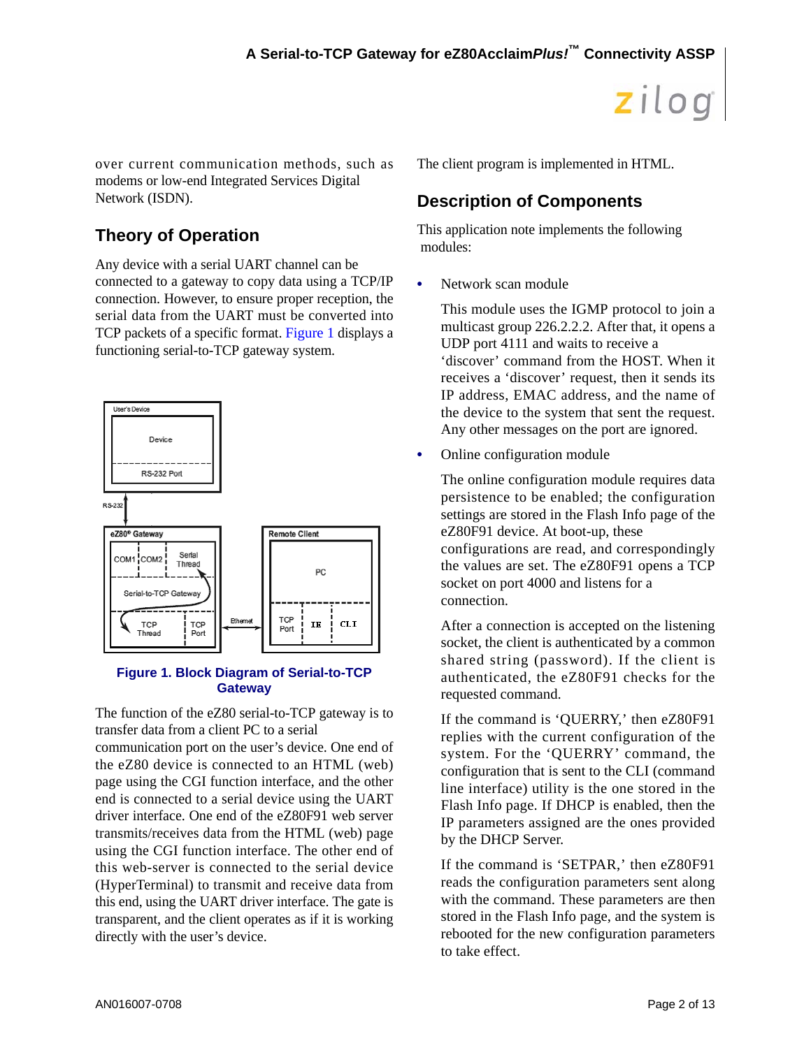over current communication methods, such as modems or low-end Integrated Services Digital Network (ISDN).

## Theory of Operation

Any device with a serial UART channel can be connected to a gateway to copy data using a TCP/IP connection. However, to ensure proper reception, the serial data from the UART must be converted into TCP packets of a specific format. Figure 1 displays a functioning serial-to-TCP gateway system.

**Figure 1. Block Diagram of Serial-to-TCP Gateway**

The function of the eZ80 serial-to-TCP gateway is to transfer data from a client PC to a serial communication port on the user's device. One end of the eZ80 device is connected to an HTML (web) page using the CGI function interface, and the other end is connected to a serial device using the UART driver interface. One end of the eZ80F91 web server transmits/receives data from the HTML (web) page using the CGI function interface. The other end of this web-server is connected to the serial device (HyperTerminal) to transmit and receive data from this end, using the UART driver interface. The gate is transparent, and the client operates as if it is working directly with the user's device.

The client program is implemented in HTML.

## Description of Components

This application note implements the following modules:

- Network scan module

  This module uses the IGMP protocol to join a multicast group 226.2.2.2. After that, it opens a UDP port 4111 and waits to receive a 'discover' command from the HOST. When it receives a 'discover' request, then it sends its IP address, EMAC address, and the name of the device to the system that sent the request. Any other messages on the port are ignored.

- Online configuration module

  The online configuration module requires data persistence to be enabled; the configuration settings are stored in the Flash Info page of the eZ80F91 device. At boot-up, these configurations are read, and correspondingly the values are set. The eZ80F91 opens a TCP socket on port 4000 and listens for a connection.

  After a connection is accepted on the listening socket, the client is authenticated by a common shared string (password). If the client is authenticated, the eZ80F91 checks for the requested command.

  If the command is 'QUERRY,' then eZ80F91 replies with the current configuration of the system. For the 'QUERRY' command, the configuration that is sent to the CLI (command line interface) utility is the one stored in the Flash Info page. If DHCP is enabled, then the IP parameters assigned are the ones provided by the DHCP Server.

  If the command is 'SETPAR,' then eZ80F91 reads the configuration parameters sent along with the command. These parameters are then stored in the Flash Info page, and the system is rebooted for the new configuration parameters to take effect.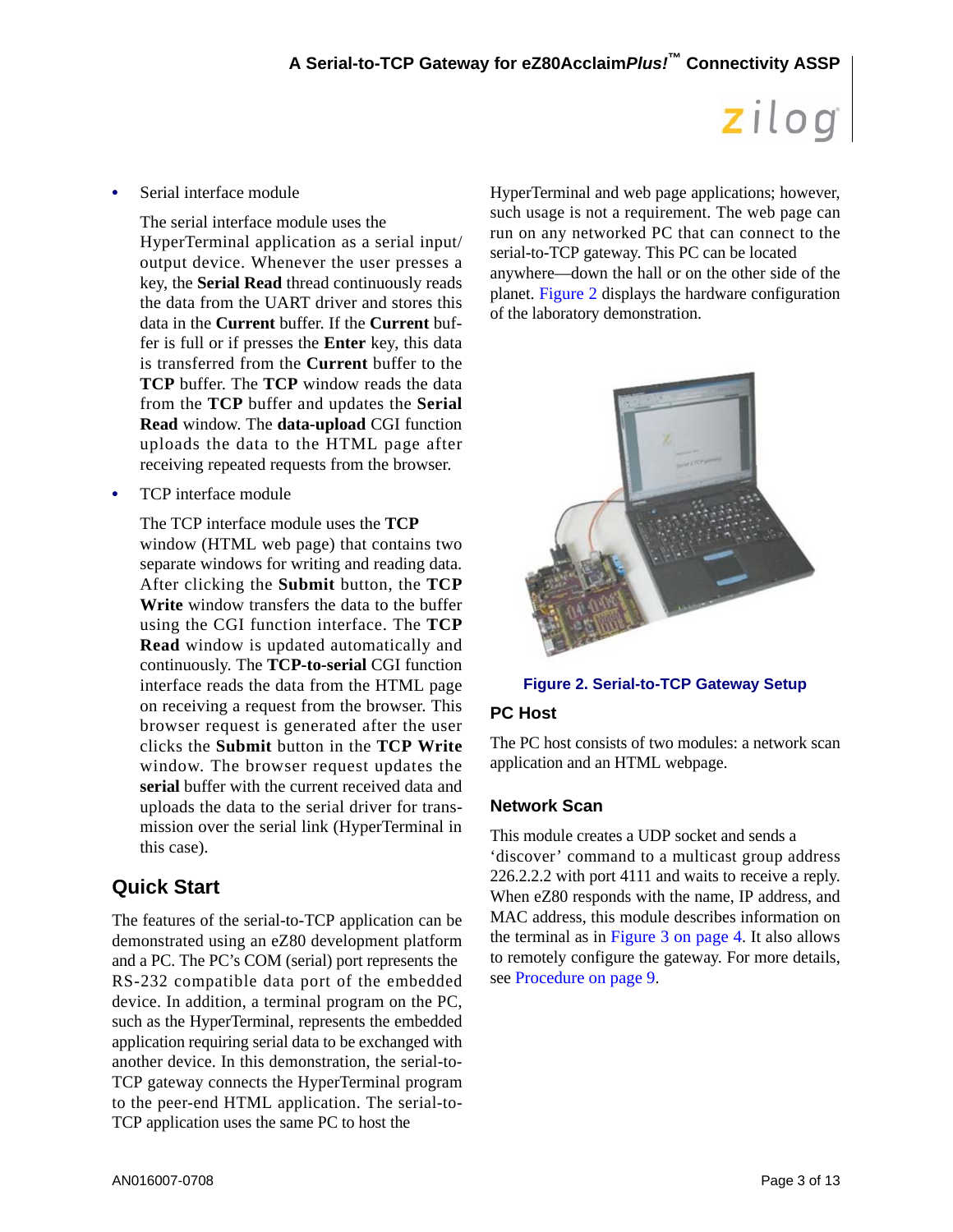- Serial interface module

  The serial interface module uses the HyperTerminal application as a serial input/output device. Whenever the user presses a key, the **Serial Read** thread continuously reads the data from the UART driver and stores this data in the **Current** buffer. If the **Current** buffer is full or if presses the **Enter** key, this data is transferred from the **Current** buffer to the **TCP** buffer. The **TCP** window reads the data from the **TCP** buffer and updates the **Serial Read** window. The **data-upload** CGI function uploads the data to the HTML page after receiving repeated requests from the browser.

- TCP interface module

  The TCP interface module uses the **TCP** window (HTML web page) that contains two separate windows for writing and reading data. After clicking the **Submit** button, the **TCP Write** window transfers the data to the buffer using the CGI function interface. The **TCP Read** window is updated automatically and continuously. The **TCP-to-serial** CGI function interface reads the data from the HTML page on receiving a request from the browser. This browser request is generated after the user clicks the **Submit** button in the **TCP Write** window. The browser request updates the **serial** buffer with the current received data and uploads the data to the serial driver for transmission over the serial link (HyperTerminal in this case).

## Quick Start

The features of the serial-to-TCP application can be demonstrated using an eZ80 development platform and a PC. The PC's COM (serial) port represents the RS-232 compatible data port of the embedded device. In addition, a terminal program on the PC, such as the HyperTerminal, represents the embedded application requiring serial data to be exchanged with another device. In this demonstration, the serial-to-TCP gateway connects the HyperTerminal program to the peer-end HTML application. The serial-to-TCP application uses the same PC to host the HyperTerminal and web page applications; however, such usage is not a requirement. The web page can run on any networked PC that can connect to the serial-to-TCP gateway. This PC can be located anywhere—down the hall or on the other side of the planet. Figure 2 displays the hardware configuration of the laboratory demonstration.

**Figure 2. Serial-to-TCP Gateway Setup**

### PC Host

The PC host consists of two modules: a network scan application and an HTML webpage.

#### Network Scan

This module creates a UDP socket and sends a 'discover' command to a multicast group address 226.2.2.2 with port 4111 and waits to receive a reply. When eZ80 responds with the name, IP address, and MAC address, this module describes information on the terminal as in Figure 3 on page 4. It also allows to remotely configure the gateway. For more details, see Procedure on page 9.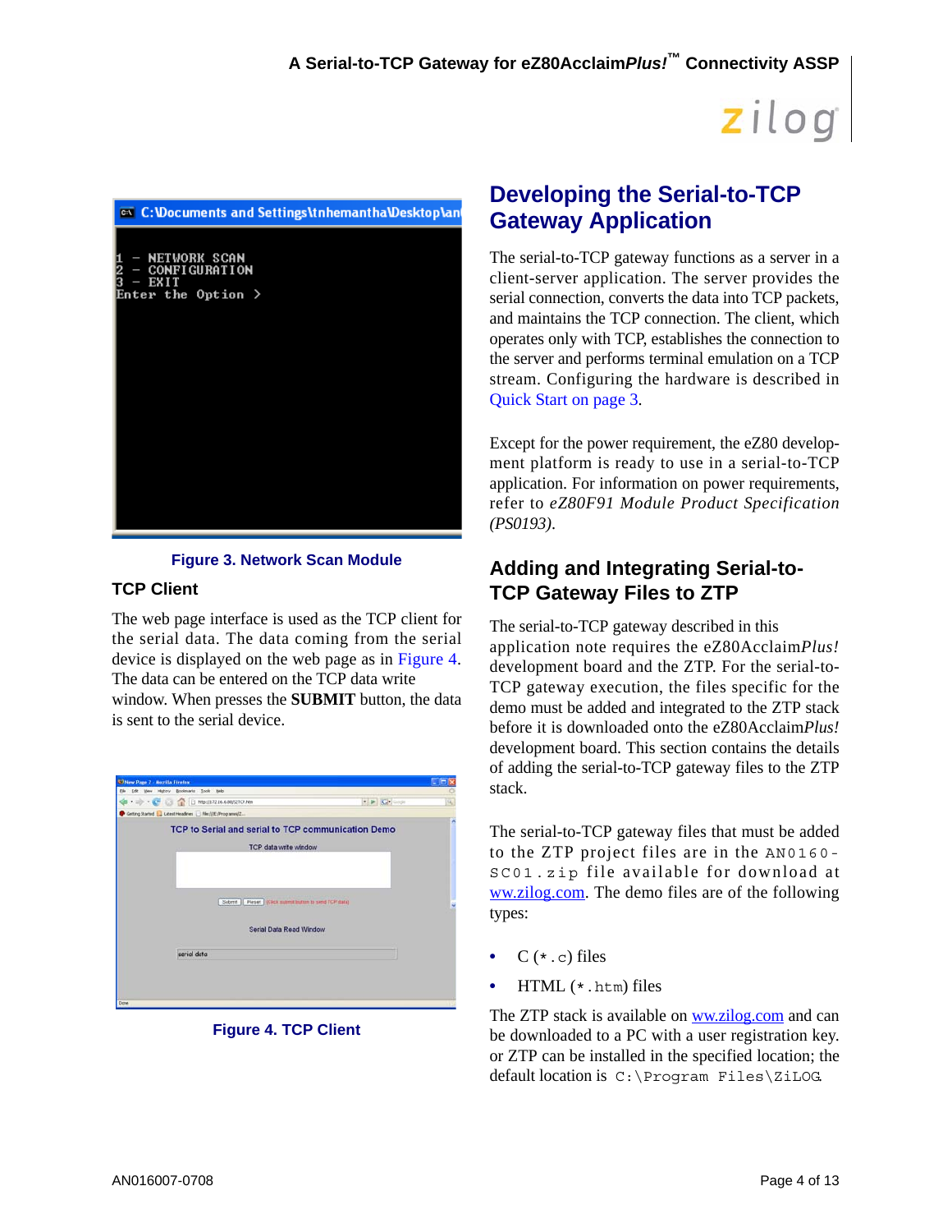Figure 3. Network Scan Module

### TCP Client

The web page interface is used as the TCP client for the serial data. The data coming from the serial device is displayed on the web page as in Figure 4. The data can be entered on the TCP data write window. When presses the **SUBMIT** button, the data is sent to the serial device.

Figure 4. TCP Client

## Developing the Serial-to-TCP Gateway Application

The serial-to-TCP gateway functions as a server in a client-server application. The server provides the serial connection, converts the data into TCP packets, and maintains the TCP connection. The client, which operates only with TCP, establishes the connection to the server and performs terminal emulation on a TCP stream. Configuring the hardware is described in Quick Start on page 3.

Except for the power requirement, the eZ80 development platform is ready to use in a serial-to-TCP application. For information on power requirements, refer to *eZ80F91 Module Product Specification (PS0193)*.

## Adding and Integrating Serial-to-TCP Gateway Files to ZTP

The serial-to-TCP gateway described in this application note requires the eZ80Acclaim*Plus!* development board and the ZTP. For the serial-to-TCP gateway execution, the files specific for the demo must be added and integrated to the ZTP stack before it is downloaded onto the eZ80Acclaim*Plus!* development board. This section contains the details of adding the serial-to-TCP gateway files to the ZTP stack.

The serial-to-TCP gateway files that must be added to the ZTP project files are in the `AN0160-SC01.zip` file available for download at ww.zilog.com. The demo files are of the following types:

- C (`*.c`) files
- HTML (`*.htm`) files

The ZTP stack is available on ww.zilog.com and can be downloaded to a PC with a user registration key. or ZTP can be installed in the specified location; the default location is `C:\Program Files\ZiLOG`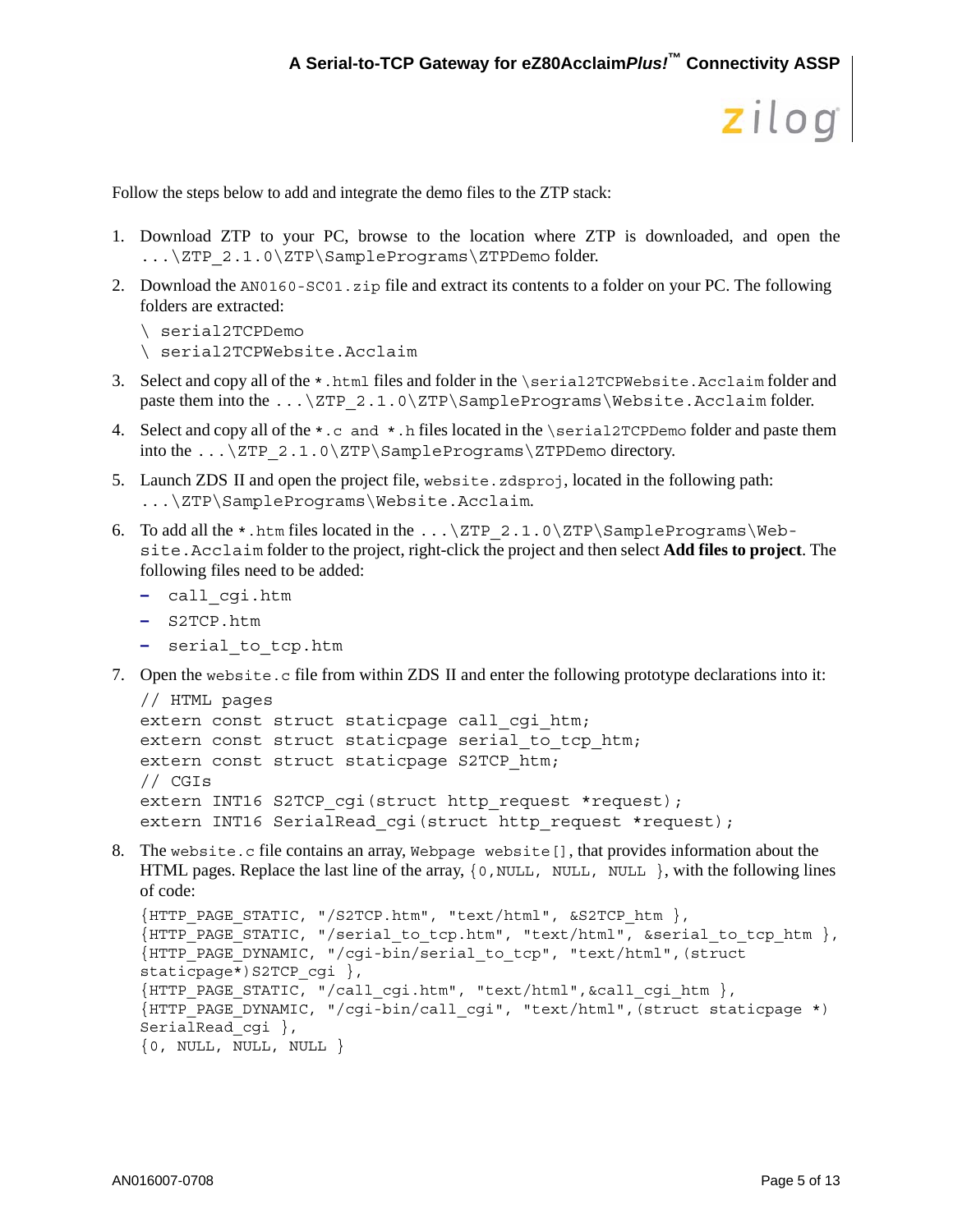Follow the steps below to add and integrate the demo files to the ZTP stack:

1. Download ZTP to your PC, browse to the location where ZTP is downloaded, and open the `...\ZTP_2.1.0\ZTP\SamplePrograms\ZTPDemo` folder.

2. Download the `AN0160-SC01.zip` file and extract its contents to a folder on your PC. The following folders are extracted:

   `\ serial2TCPDemo`
   `\ serial2TCPWebsite.Acclaim`

3. Select and copy all of the `*.html` files and folder in the `\serial2TCPWebsite.Acclaim` folder and paste them into the `...\ZTP_2.1.0\ZTP\SamplePrograms\Website.Acclaim` folder.

4. Select and copy all of the `*.c and *.h` files located in the `\serial2TCPDemo` folder and paste them into the `...\ZTP_2.1.0\ZTP\SamplePrograms\ZTPDemo` directory.

5. Launch ZDS II and open the project file, `website.zdsproj`, located in the following path: `...\ZTP\SamplePrograms\Website.Acclaim`.

6. To add all the `*.htm` files located in the `...\ZTP_2.1.0\ZTP\SamplePrograms\Website.Acclaim` folder to the project, right-click the project and then select **Add files to project**. The following files need to be added:

   - `call_cgi.htm`
   - `S2TCP.htm`
   - `serial_to_tcp.htm`

7. Open the `website.c` file from within ZDS II and enter the following prototype declarations into it:

```
// HTML pages
extern const struct staticpage call_cgi_htm;
extern const struct staticpage serial_to_tcp_htm;
extern const struct staticpage S2TCP_htm;
// CGIs
extern INT16 S2TCP_cgi(struct http_request *request);
extern INT16 SerialRead_cgi(struct http_request *request);
```

8. The `website.c` file contains an array, `Webpage website[]`, that provides information about the HTML pages. Replace the last line of the array, `{0,NULL, NULL, NULL }`, with the following lines of code:

```
{HTTP_PAGE_STATIC, "/S2TCP.htm", "text/html", &S2TCP_htm },
{HTTP_PAGE_STATIC, "/serial_to_tcp.htm", "text/html", &serial_to_tcp_htm },
{HTTP_PAGE_DYNAMIC, "/cgi-bin/serial_to_tcp", "text/html",(struct
staticpage*)S2TCP_cgi },
{HTTP_PAGE_STATIC, "/call_cgi.htm", "text/html",&call_cgi_htm },
{HTTP_PAGE_DYNAMIC, "/cgi-bin/call_cgi", "text/html",(struct staticpage *)
SerialRead_cgi },
{0, NULL, NULL, NULL }
```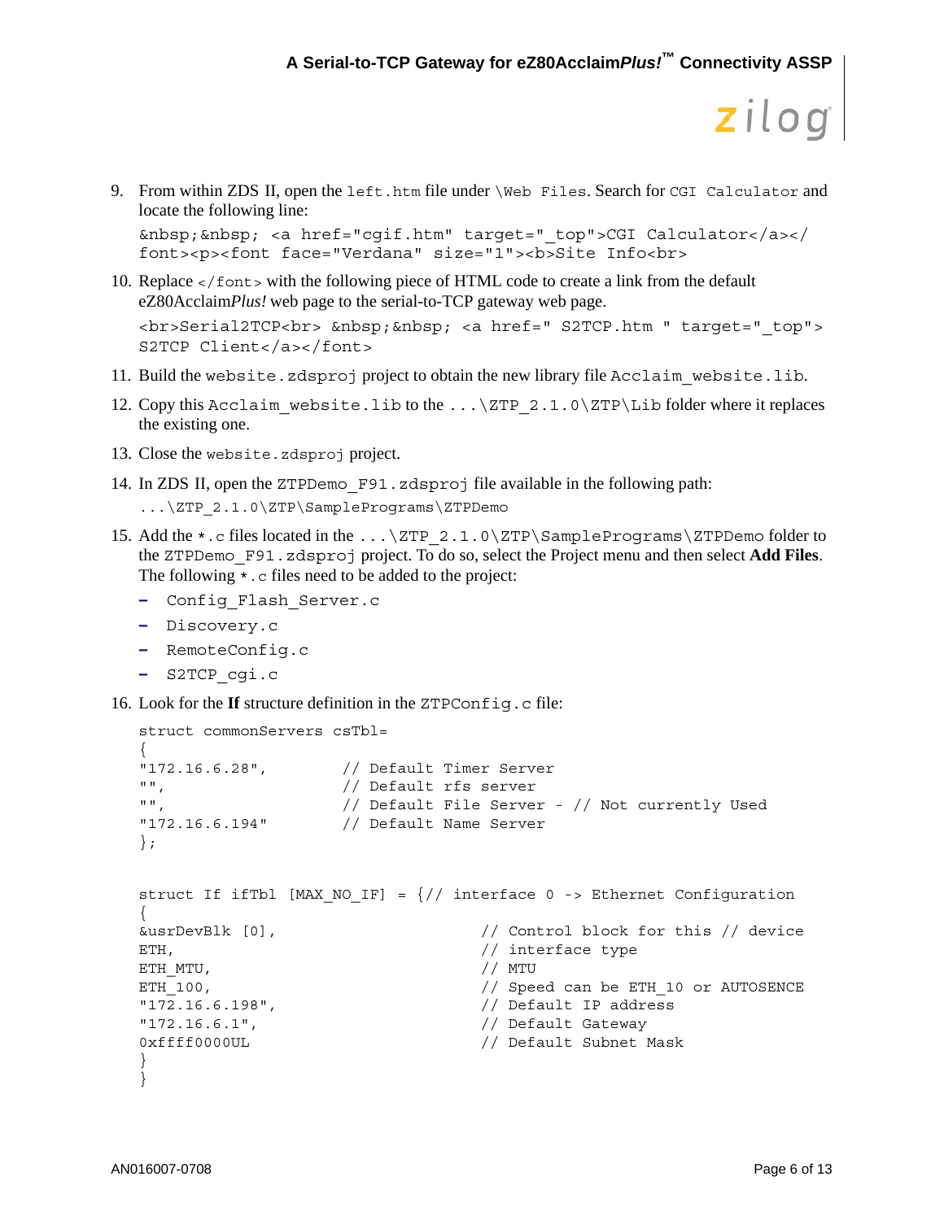9. From within ZDS II, open the `left.htm` file under `\Web Files`. Search for `CGI Calculator` and locate the following line:

   ```
   &nbsp;&nbsp; <a href="cgif.htm" target="_top">CGI Calculator</a></
   font><p><font face="Verdana" size="1"><b>Site Info<br>
   ```

10. Replace `</font>` with the following piece of HTML code to create a link from the default eZ80Acclaim*Plus!* web page to the serial-to-TCP gateway web page.

    ```
    <br>Serial2TCP<br> &nbsp;&nbsp; <a href=" S2TCP.htm " target="_top">
    S2TCP Client</a></font>
    ```

11. Build the `website.zdsproj` project to obtain the new library file `Acclaim_website.lib`.

12. Copy this `Acclaim_website.lib` to the `...\ZTP_2.1.0\ZTP\Lib` folder where it replaces the existing one.

13. Close the `website.zdsproj` project.

14. In ZDS II, open the `ZTPDemo_F91.zdsproj` file available in the following path:

    `...\ZTP_2.1.0\ZTP\SamplePrograms\ZTPDemo`

15. Add the `*.c` files located in the `...\ZTP_2.1.0\ZTP\SamplePrograms\ZTPDemo` folder to the `ZTPDemo_F91.zdsproj` project. To do so, select the Project menu and then select **Add Files**. The following `*.c` files need to be added to the project:
    - `Config_Flash_Server.c`
    - `Discovery.c`
    - `RemoteConfig.c`
    - `S2TCP_cgi.c`

16. Look for the **If** structure definition in the `ZTPConfig.c` file:

    ```
    struct commonServers csTbl=
    {
    "172.16.6.28",        // Default Timer Server
    "",                   // Default rfs server
    "",                   // Default File Server - // Not currently Used
    "172.16.6.194"        // Default Name Server
    };


    struct If ifTbl [MAX_NO_IF] = {// interface 0 -> Ethernet Configuration
    {
    &usrDevBlk [0],                 // Control block for this // device
    ETH,                            // interface type
    ETH_MTU,                        // MTU
    ETH_100,                        // Speed can be ETH_10 or AUTOSENCE
    "172.16.6.198",                 // Default IP address
    "172.16.6.1",                   // Default Gateway
    0xffff0000UL                    // Default Subnet Mask
    }
    }
    ```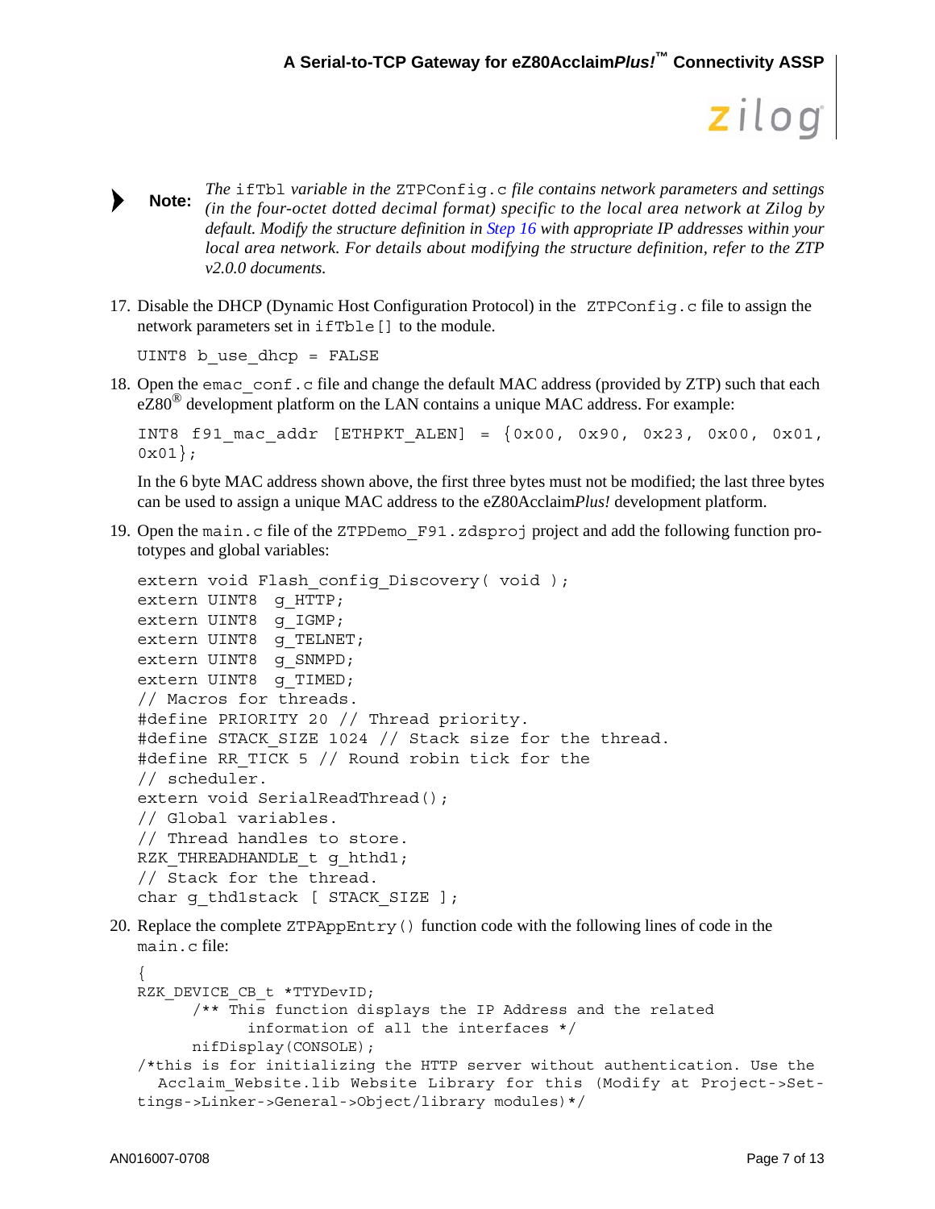**Note:** *The* `ifTbl` *variable in the* `ZTPConfig.c` *file contains network parameters and settings (in the four-octet dotted decimal format) specific to the local area network at Zilog by default. Modify the structure definition in Step 16 with appropriate IP addresses within your local area network. For details about modifying the structure definition, refer to the ZTP v2.0.0 documents.*

17. Disable the DHCP (Dynamic Host Configuration Protocol) in the `ZTPConfig.c` file to assign the network parameters set in `ifTble[]` to the module.

```
UINT8 b_use_dhcp = FALSE
```

18. Open the `emac_conf.c` file and change the default MAC address (provided by ZTP) such that each eZ80® development platform on the LAN contains a unique MAC address. For example:

```
INT8 f91_mac_addr [ETHPKT_ALEN] = {0x00, 0x90, 0x23, 0x00, 0x01,
0x01};
```

In the 6 byte MAC address shown above, the first three bytes must not be modified; the last three bytes can be used to assign a unique MAC address to the eZ80Acclaim*Plus!* development platform.

19. Open the `main.c` file of the `ZTPDemo_F91.zdsproj` project and add the following function prototypes and global variables:

```
extern void Flash_config_Discovery( void );
extern UINT8  g_HTTP;
extern UINT8  g_IGMP;
extern UINT8  g_TELNET;
extern UINT8  g_SNMPD;
extern UINT8  g_TIMED;
// Macros for threads.
#define PRIORITY 20 // Thread priority.
#define STACK_SIZE 1024 // Stack size for the thread.
#define RR_TICK 5 // Round robin tick for the
// scheduler.
extern void SerialReadThread();
// Global variables.
// Thread handles to store.
RZK_THREADHANDLE_t g_hthd1;
// Stack for the thread.
char g_thd1stack [ STACK_SIZE ];
```

20. Replace the complete `ZTPAppEntry()` function code with the following lines of code in the `main.c` file:

```
{
RZK_DEVICE_CB_t *TTYDevID;
      /** This function displays the IP Address and the related
            information of all the interfaces */
      nifDisplay(CONSOLE);
/*this is for initializing the HTTP server without authentication. Use the
  Acclaim_Website.lib Website Library for this (Modify at Project->Set-
tings->Linker->General->Object/library modules)*/
```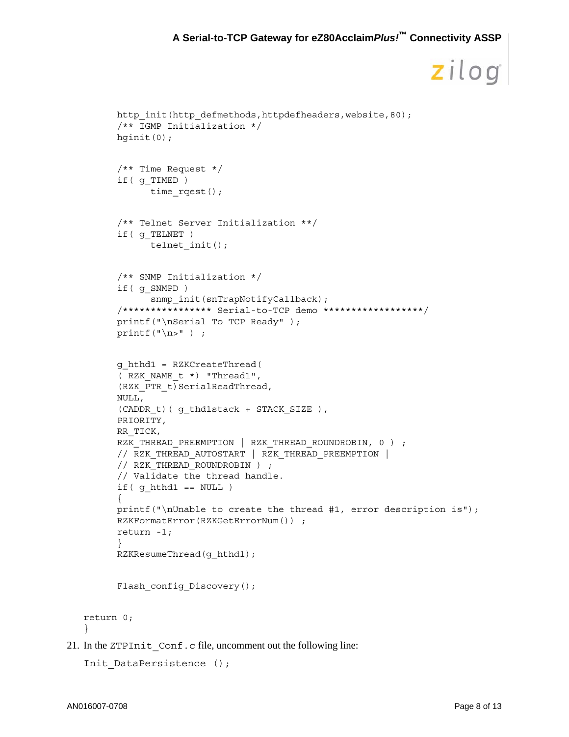```
        http_init(http_defmethods,httpdefheaders,website,80);
        /** IGMP Initialization */
        hginit(0);

        /** Time Request */
        if( g_TIMED )
              time_rqest();

        /** Telnet Server Initialization **/
        if( g_TELNET )
              telnet_init();

        /** SNMP Initialization */
        if( g_SNMPD )
              snmp_init(snTrapNotifyCallback);
        /*************** Serial-to-TCP demo *****************/
        printf("\nSerial To TCP Ready" );
        printf("\n>" ) ;

        g_hthd1 = RZKCreateThread(
        ( RZK_NAME_t *) "Thread1",
        (RZK_PTR_t)SerialReadThread,
        NULL,
        (CADDR_t)( g_thd1stack + STACK_SIZE ),
        PRIORITY,
        RR_TICK,
        RZK_THREAD_PREEMPTION | RZK_THREAD_ROUNDROBIN, 0 ) ;
        // RZK_THREAD_AUTOSTART | RZK_THREAD_PREEMPTION |
        // RZK_THREAD_ROUNDROBIN ) ;
        // Validate the thread handle.
        if( g_hthd1 == NULL )
        {
        printf("\nUnable to create the thread #1, error description is");
        RZKFormatError(RZKGetErrorNum()) ;
        return -1;
        }
        RZKResumeThread(g_hthd1);

        Flash_config_Discovery();

   return 0;
   }
```

21. In the `ZTPInit_Conf.c` file, uncomment out the following line:

```
Init_DataPersistence ();
```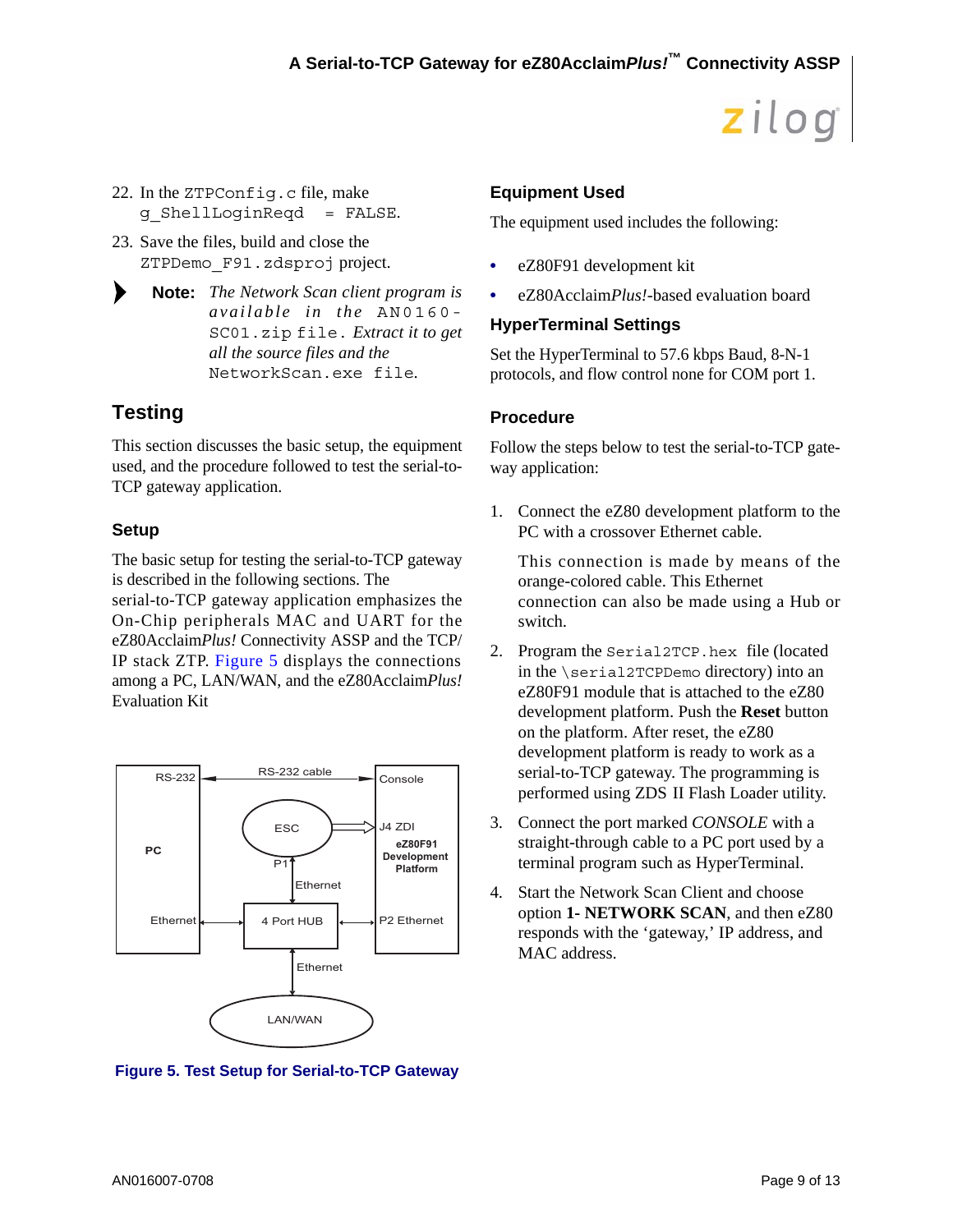22. In the `ZTPConfig.c` file, make `g_ShellLoginReqd = FALSE`.
23. Save the files, build and close the `ZTPDemo_F91.zdsproj` project.

> **Note:** *The Network Scan client program is available in the* `AN0160-SC01.zip` *file. Extract it to get all the source files and the* `NetworkScan.exe` *file.*

## Testing

This section discusses the basic setup, the equipment used, and the procedure followed to test the serial-to-TCP gateway application.

### Setup

The basic setup for testing the serial-to-TCP gateway is described in the following sections. The serial-to-TCP gateway application emphasizes the On-Chip peripherals MAC and UART for the eZ80Acclaim*Plus!* Connectivity ASSP and the TCP/IP stack ZTP. Figure 5 displays the connections among a PC, LAN/WAN, and the eZ80Acclaim*Plus!* Evaluation Kit

**Figure 5. Test Setup for Serial-to-TCP Gateway**

### Equipment Used

The equipment used includes the following:

- eZ80F91 development kit
- eZ80Acclaim*Plus!*-based evaluation board

### HyperTerminal Settings

Set the HyperTerminal to 57.6 kbps Baud, 8-N-1 protocols, and flow control none for COM port 1.

### Procedure

Follow the steps below to test the serial-to-TCP gateway application:

1. Connect the eZ80 development platform to the PC with a crossover Ethernet cable.

   This connection is made by means of the orange-colored cable. This Ethernet connection can also be made using a Hub or switch.

2. Program the `Serial2TCP.hex` file (located in the `\serial2TCPDemo` directory) into an eZ80F91 module that is attached to the eZ80 development platform. Push the **Reset** button on the platform. After reset, the eZ80 development platform is ready to work as a serial-to-TCP gateway. The programming is performed using ZDS II Flash Loader utility.

3. Connect the port marked *CONSOLE* with a straight-through cable to a PC port used by a terminal program such as HyperTerminal.

4. Start the Network Scan Client and choose option **1- NETWORK SCAN**, and then eZ80 responds with the 'gateway,' IP address, and MAC address.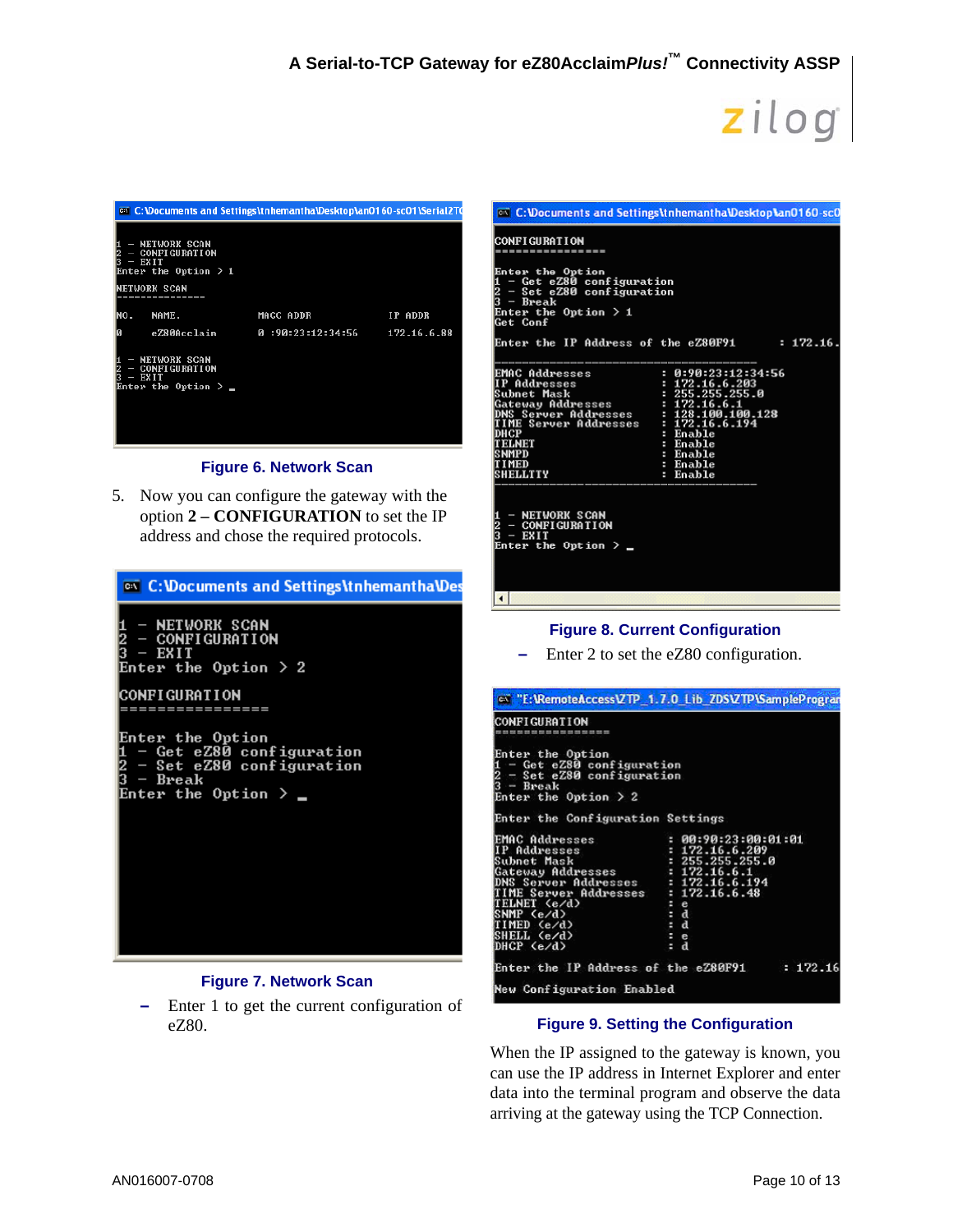```
C:\Documents and Settings\tnhemantha\Desktop\an0160-sc01\SerialZT

1 - NETWORK SCAN
2 - CONFIGURATION
3 - EXIT
Enter the Option > 1

NETWORK SCAN
--------------

NO.   NAME.        MACC ADDR               IP ADDR

0     eZ80Acclaim  0 :90:23:12:34:56       172.16.6.88

1 - NETWORK SCAN
2 - CONFIGURATION
3 - EXIT
Enter the Option > _
```

Figure 6. Network Scan

5. Now you can configure the gateway with the option **2 – CONFIGURATION** to set the IP address and chose the required protocols.

```
C:\Documents and Settings\tnhemantha\Des

1 - NETWORK SCAN
2 - CONFIGURATION
3 - EXIT
Enter the Option > 2

CONFIGURATION
================

Enter the Option
1 - Get eZ80 configuration
2 - Set eZ80 configuration
3 - Break
Enter the Option > _
```

Figure 7. Network Scan

– Enter 1 to get the current configuration of eZ80.

```
C:\Documents and Settings\tnhemantha\Desktop\an0160-sc0

CONFIGURATION
================

Enter the Option
1 - Get eZ80 configuration
2 - Set eZ80 configuration
3 - Break
Enter the Option > 1
Get Conf

Enter the IP Address of the eZ80F91        : 172.16.

EMAC Addresses          : 0:90:23:12:34:56
IP Addresses            : 172.16.6.203
Subnet Mask             : 255.255.255.0
Gateway Addresses       : 172.16.6.1
DNS Server Addresses    : 128.100.100.128
TIME Server Addresses   : 172.16.6.194
DHCP                    : Enable
TELNET                  : Enable
SNMPD                   : Enable
TIMED                   : Enable
SHELLITY                : Enable

1 - NETWORK SCAN
2 - CONFIGURATION
3 - EXIT
Enter the Option > _
```

Figure 8. Current Configuration

– Enter 2 to set the eZ80 configuration.

```
"E:\RemoteAccess\ZTP_1.7.0_Lib_ZDS\ZTP\SamplePrograr

CONFIGURATION
================

Enter the Option
1 - Get eZ80 configuration
2 - Set eZ80 configuration
3 - Break
Enter the Option > 2

Enter the Configuration Settings

EMAC Addresses          : 00:90:23:00:01:01
IP Addresses            : 172.16.6.209
Subnet Mask             : 255.255.255.0
Gateway Addresses       : 172.16.6.1
DNS Server Addresses    : 172.16.6.194
TIME Server Addresses   : 172.16.6.48
TELNET (e/d)            : e
SNMP (e/d)              : d
TIMED (e/d)             : d
SHELL (e/d)             : e
DHCP (e/d)              : d

Enter the IP Address of the eZ80F91        : 172.16

New Configuration Enabled
```

Figure 9. Setting the Configuration

When the IP assigned to the gateway is known, you can use the IP address in Internet Explorer and enter data into the terminal program and observe the data arriving at the gateway using the TCP Connection.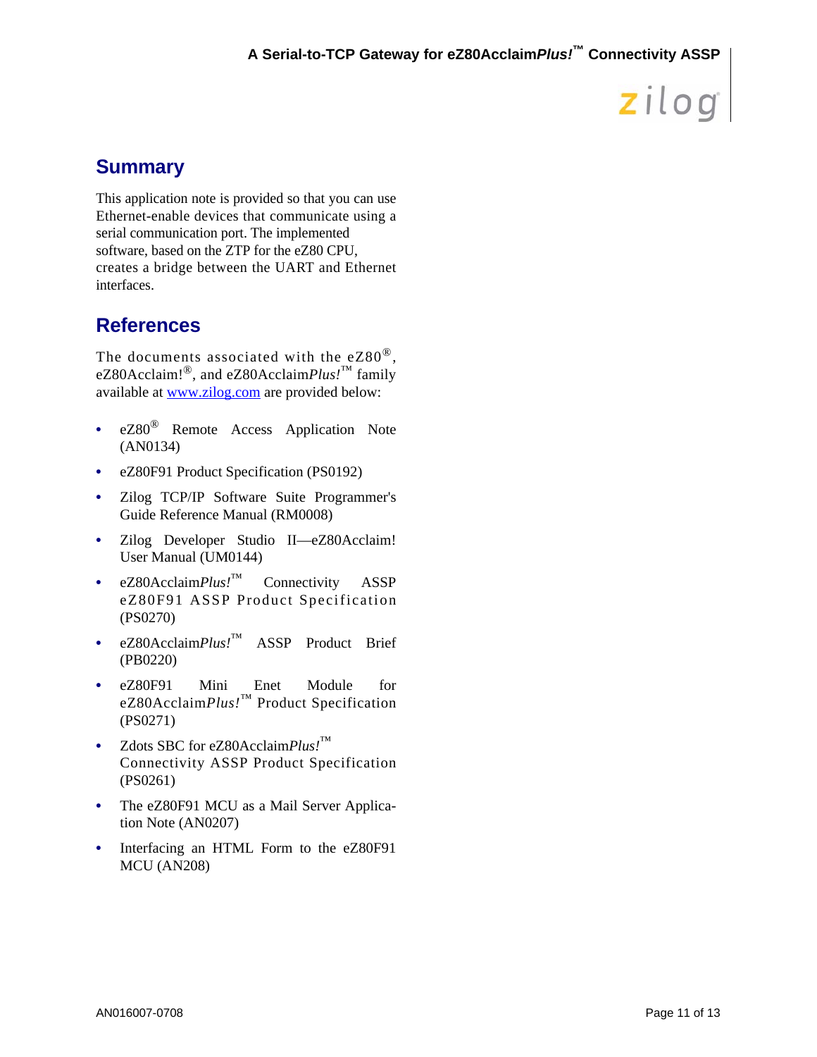## Summary

This application note is provided so that you can use Ethernet-enable devices that communicate using a serial communication port. The implemented software, based on the ZTP for the eZ80 CPU, creates a bridge between the UART and Ethernet interfaces.

## References

The documents associated with the eZ80®, eZ80Acclaim!®, and eZ80Acclaim*Plus!*™ family available at [www.zilog.com](http://www.zilog.com) are provided below:

- eZ80® Remote Access Application Note (AN0134)
- eZ80F91 Product Specification (PS0192)
- Zilog TCP/IP Software Suite Programmer's Guide Reference Manual (RM0008)
- Zilog Developer Studio II—eZ80Acclaim! User Manual (UM0144)
- eZ80Acclaim*Plus!*™ Connectivity ASSP eZ80F91 ASSP Product Specification (PS0270)
- eZ80Acclaim*Plus!*™ ASSP Product Brief (PB0220)
- eZ80F91 Mini Enet Module for eZ80Acclaim*Plus!*™ Product Specification (PS0271)
- Zdots SBC for eZ80Acclaim*Plus!*™ Connectivity ASSP Product Specification (PS0261)
- The eZ80F91 MCU as a Mail Server Application Note (AN0207)
- Interfacing an HTML Form to the eZ80F91 MCU (AN208)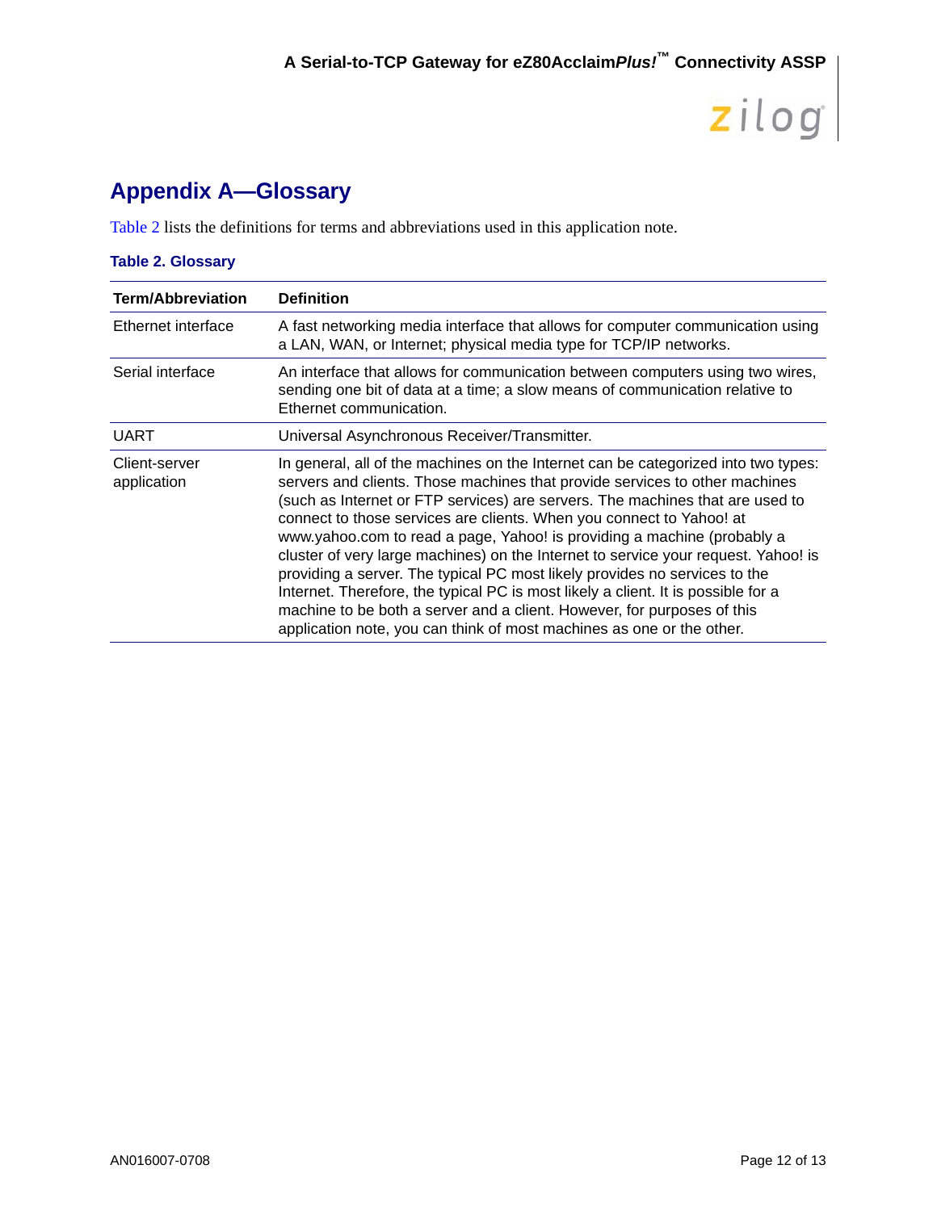# Appendix A—Glossary

Table 2 lists the definitions for terms and abbreviations used in this application note.

**Table 2. Glossary**

| Term/Abbreviation | Definition |
| --- | --- |
| Ethernet interface | A fast networking media interface that allows for computer communication using a LAN, WAN, or Internet; physical media type for TCP/IP networks. |
| Serial interface | An interface that allows for communication between computers using two wires, sending one bit of data at a time; a slow means of communication relative to Ethernet communication. |
| UART | Universal Asynchronous Receiver/Transmitter. |
| Client-server application | In general, all of the machines on the Internet can be categorized into two types: servers and clients. Those machines that provide services to other machines (such as Internet or FTP services) are servers. The machines that are used to connect to those services are clients. When you connect to Yahoo! at www.yahoo.com to read a page, Yahoo! is providing a machine (probably a cluster of very large machines) on the Internet to service your request. Yahoo! is providing a server. The typical PC most likely provides no services to the Internet. Therefore, the typical PC is most likely a client. It is possible for a machine to be both a server and a client. However, for purposes of this application note, you can think of most machines as one or the other. |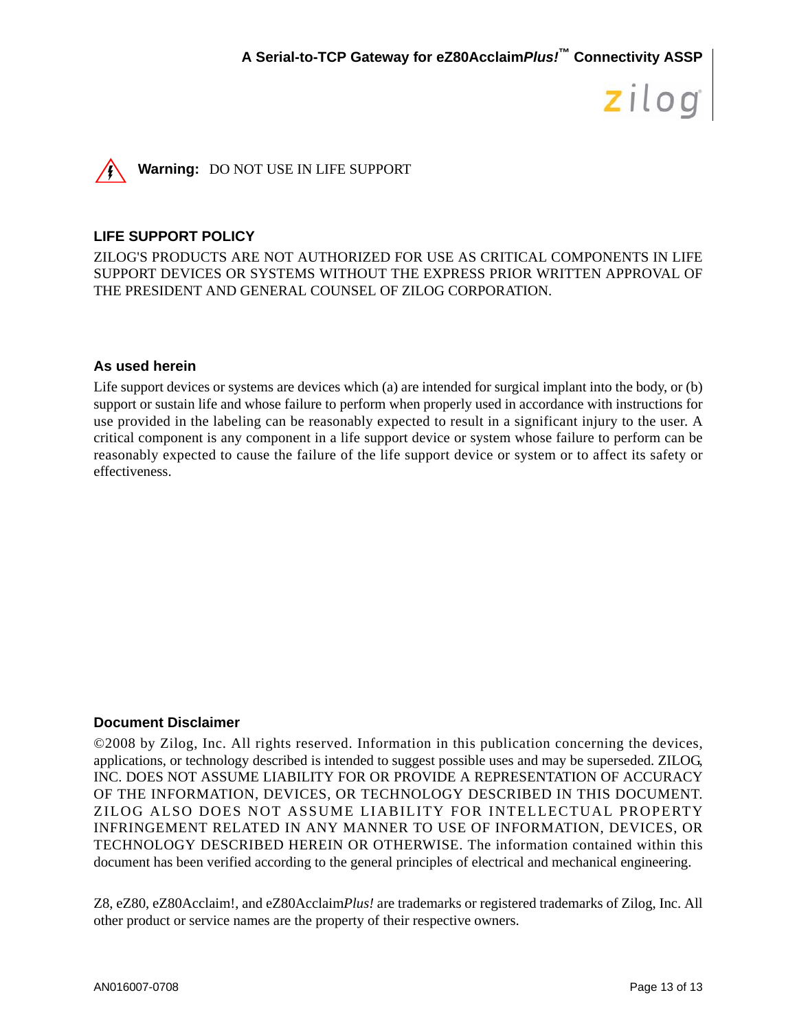**Warning:** DO NOT USE IN LIFE SUPPORT

### LIFE SUPPORT POLICY

ZILOG'S PRODUCTS ARE NOT AUTHORIZED FOR USE AS CRITICAL COMPONENTS IN LIFE SUPPORT DEVICES OR SYSTEMS WITHOUT THE EXPRESS PRIOR WRITTEN APPROVAL OF THE PRESIDENT AND GENERAL COUNSEL OF ZILOG CORPORATION.

### As used herein

Life support devices or systems are devices which (a) are intended for surgical implant into the body, or (b) support or sustain life and whose failure to perform when properly used in accordance with instructions for use provided in the labeling can be reasonably expected to result in a significant injury to the user. A critical component is any component in a life support device or system whose failure to perform can be reasonably expected to cause the failure of the life support device or system or to affect its safety or effectiveness.

### Document Disclaimer

©2008 by Zilog, Inc. All rights reserved. Information in this publication concerning the devices, applications, or technology described is intended to suggest possible uses and may be superseded. ZILOG, INC. DOES NOT ASSUME LIABILITY FOR OR PROVIDE A REPRESENTATION OF ACCURACY OF THE INFORMATION, DEVICES, OR TECHNOLOGY DESCRIBED IN THIS DOCUMENT. ZILOG ALSO DOES NOT ASSUME LIABILITY FOR INTELLECTUAL PROPERTY INFRINGEMENT RELATED IN ANY MANNER TO USE OF INFORMATION, DEVICES, OR TECHNOLOGY DESCRIBED HEREIN OR OTHERWISE. The information contained within this document has been verified according to the general principles of electrical and mechanical engineering.

Z8, eZ80, eZ80Acclaim!, and eZ80Acclaim*Plus!* are trademarks or registered trademarks of Zilog, Inc. All other product or service names are the property of their respective owners.